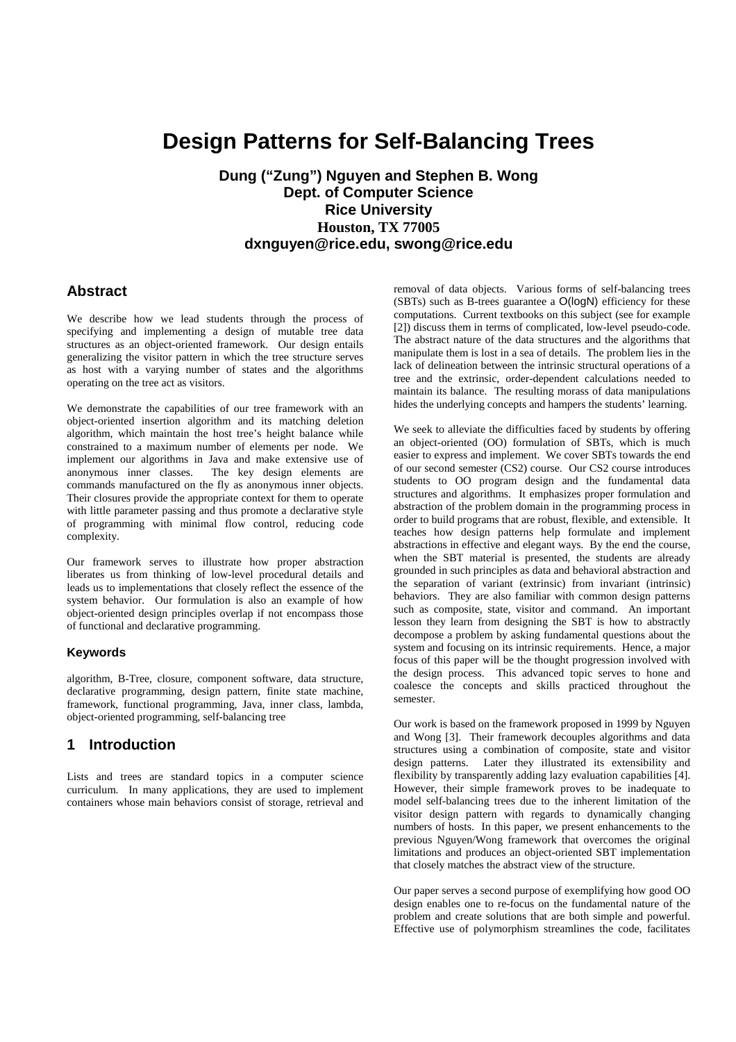# Design Patterns for Self-Balancing Trees

**Dung ("Zung") Nguyen and Stephen B. Wong**
**Dept. of Computer Science**
**Rice University**
**Houston, TX 77005**
**dxnguyen@rice.edu, swong@rice.edu**

## Abstract

We describe how we lead students through the process of specifying and implementing a design of mutable tree data structures as an object-oriented framework. Our design entails generalizing the visitor pattern in which the tree structure serves as host with a varying number of states and the algorithms operating on the tree act as visitors.

We demonstrate the capabilities of our tree framework with an object-oriented insertion algorithm and its matching deletion algorithm, which maintain the host tree's height balance while constrained to a maximum number of elements per node. We implement our algorithms in Java and make extensive use of anonymous inner classes. The key design elements are commands manufactured on the fly as anonymous inner objects. Their closures provide the appropriate context for them to operate with little parameter passing and thus promote a declarative style of programming with minimal flow control, reducing code complexity.

Our framework serves to illustrate how proper abstraction liberates us from thinking of low-level procedural details and leads us to implementations that closely reflect the essence of the system behavior. Our formulation is also an example of how object-oriented design principles overlap if not encompass those of functional and declarative programming.

### Keywords

algorithm, B-Tree, closure, component software, data structure, declarative programming, design pattern, finite state machine, framework, functional programming, Java, inner class, lambda, object-oriented programming, self-balancing tree

## 1 Introduction

Lists and trees are standard topics in a computer science curriculum. In many applications, they are used to implement containers whose main behaviors consist of storage, retrieval and removal of data objects. Various forms of self-balancing trees (SBTs) such as B-trees guarantee a O(logN) efficiency for these computations. Current textbooks on this subject (see for example [2]) discuss them in terms of complicated, low-level pseudo-code. The abstract nature of the data structures and the algorithms that manipulate them is lost in a sea of details. The problem lies in the lack of delineation between the intrinsic structural operations of a tree and the extrinsic, order-dependent calculations needed to maintain its balance. The resulting morass of data manipulations hides the underlying concepts and hampers the students' learning.

We seek to alleviate the difficulties faced by students by offering an object-oriented (OO) formulation of SBTs, which is much easier to express and implement. We cover SBTs towards the end of our second semester (CS2) course. Our CS2 course introduces students to OO program design and the fundamental data structures and algorithms. It emphasizes proper formulation and abstraction of the problem domain in the programming process in order to build programs that are robust, flexible, and extensible. It teaches how design patterns help formulate and implement abstractions in effective and elegant ways. By the end the course, when the SBT material is presented, the students are already grounded in such principles as data and behavioral abstraction and the separation of variant (extrinsic) from invariant (intrinsic) behaviors. They are also familiar with common design patterns such as composite, state, visitor and command. An important lesson they learn from designing the SBT is how to abstractly decompose a problem by asking fundamental questions about the system and focusing on its intrinsic requirements. Hence, a major focus of this paper will be the thought progression involved with the design process. This advanced topic serves to hone and coalesce the concepts and skills practiced throughout the semester.

Our work is based on the framework proposed in 1999 by Nguyen and Wong [3]. Their framework decouples algorithms and data structures using a combination of composite, state and visitor design patterns. Later they illustrated its extensibility and flexibility by transparently adding lazy evaluation capabilities [4]. However, their simple framework proves to be inadequate to model self-balancing trees due to the inherent limitation of the visitor design pattern with regards to dynamically changing numbers of hosts. In this paper, we present enhancements to the previous Nguyen/Wong framework that overcomes the original limitations and produces an object-oriented SBT implementation that closely matches the abstract view of the structure.

Our paper serves a second purpose of exemplifying how good OO design enables one to re-focus on the fundamental nature of the problem and create solutions that are both simple and powerful. Effective use of polymorphism streamlines the code, facilitates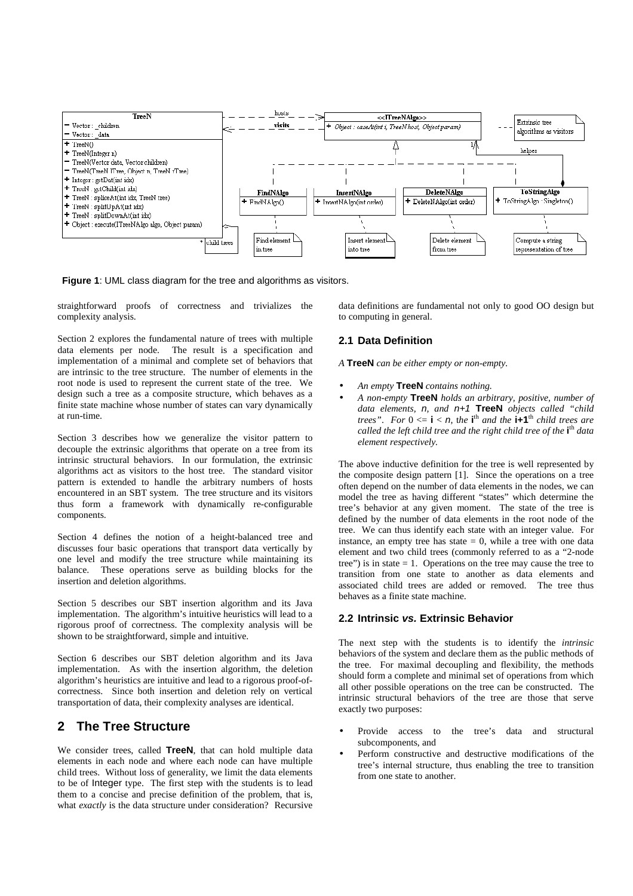**Figure 1**: UML class diagram for the tree and algorithms as visitors.

straightforward proofs of correctness and trivializes the complexity analysis.

Section 2 explores the fundamental nature of trees with multiple data elements per node. The result is a specification and implementation of a minimal and complete set of behaviors that are intrinsic to the tree structure. The number of elements in the root node is used to represent the current state of the tree. We design such a tree as a composite structure, which behaves as a finite state machine whose number of states can vary dynamically at run-time.

Section 3 describes how we generalize the visitor pattern to decouple the extrinsic algorithms that operate on a tree from its intrinsic structural behaviors. In our formulation, the extrinsic algorithms act as visitors to the host tree. The standard visitor pattern is extended to handle the arbitrary numbers of hosts encountered in an SBT system. The tree structure and its visitors thus form a framework with dynamically re-configurable components.

Section 4 defines the notion of a height-balanced tree and discusses four basic operations that transport data vertically by one level and modify the tree structure while maintaining its balance. These operations serve as building blocks for the insertion and deletion algorithms.

Section 5 describes our SBT insertion algorithm and its Java implementation. The algorithm's intuitive heuristics will lead to a rigorous proof of correctness. The complexity analysis will be shown to be straightforward, simple and intuitive.

Section 6 describes our SBT deletion algorithm and its Java implementation. As with the insertion algorithm, the deletion algorithm's heuristics are intuitive and lead to a rigorous proof-of-correctness. Since both insertion and deletion rely on vertical transportation of data, their complexity analyses are identical.

## 2 The Tree Structure

We consider trees, called **TreeN**, that can hold multiple data elements in each node and where each node can have multiple child trees. Without loss of generality, we limit the data elements to be of Integer type. The first step with the students is to lead them to a concise and precise definition of the problem, that is, what *exactly* is the data structure under consideration? Recursive data definitions are fundamental not only to good OO design but to computing in general.

### 2.1 Data Definition

*A* **TreeN** *can be either empty or non-empty.*

- *An empty* **TreeN** *contains nothing.*
- *A non-empty* **TreeN** *holds an arbitrary, positive, number of data elements, $n$, and $n+1$* **TreeN** *objects called "child trees". For $0 <= \mathbf{i} < n$, the* **i**th *and the* **i+1**th *child trees are called the left child tree and the right child tree of the* **i**th *data element respectively.*

The above inductive definition for the tree is well represented by the composite design pattern [1]. Since the operations on a tree often depend on the number of data elements in the nodes, we can model the tree as having different "states" which determine the tree's behavior at any given moment. The state of the tree is defined by the number of data elements in the root node of the tree. We can thus identify each state with an integer value. For instance, an empty tree has state = 0, while a tree with one data element and two child trees (commonly referred to as a "2-node tree") is in state = 1. Operations on the tree may cause the tree to transition from one state to another as data elements and associated child trees are added or removed. The tree thus behaves as a finite state machine.

### 2.2 Intrinsic *vs.* Extrinsic Behavior

The next step with the students is to identify the *intrinsic* behaviors of the system and declare them as the public methods of the tree. For maximal decoupling and flexibility, the methods should form a complete and minimal set of operations from which all other possible operations on the tree can be constructed. The intrinsic structural behaviors of the tree are those that serve exactly two purposes:

- Provide access to the tree's data and structural subcomponents, and
- Perform constructive and destructive modifications of the tree's internal structure, thus enabling the tree to transition from one state to another.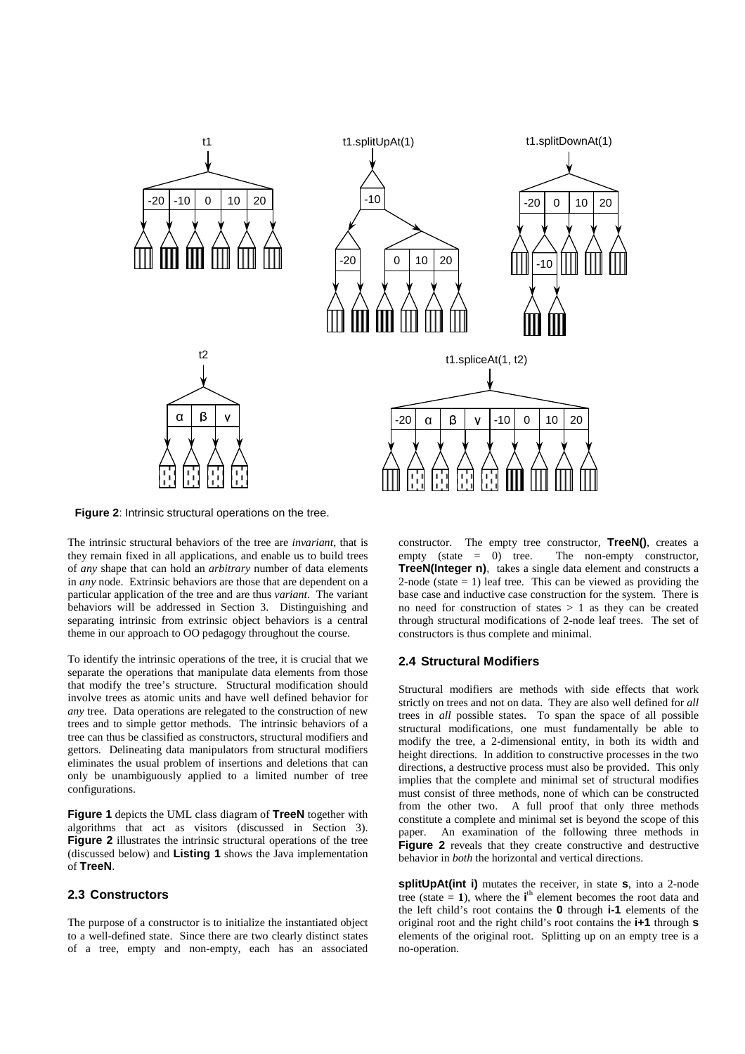**Figure 2**: Intrinsic structural operations on the tree.

The intrinsic structural behaviors of the tree are *invariant*, that is they remain fixed in all applications, and enable us to build trees of *any* shape that can hold an *arbitrary* number of data elements in *any* node. Extrinsic behaviors are those that are dependent on a particular application of the tree and are thus *variant*. The variant behaviors will be addressed in Section 3. Distinguishing and separating intrinsic from extrinsic object behaviors is a central theme in our approach to OO pedagogy throughout the course.

To identify the intrinsic operations of the tree, it is crucial that we separate the operations that manipulate data elements from those that modify the tree's structure. Structural modification should involve trees as atomic units and have well defined behavior for *any* tree. Data operations are relegated to the construction of new trees and to simple gettor methods. The intrinsic behaviors of a tree can thus be classified as constructors, structural modifiers and gettors. Delineating data manipulators from structural modifiers eliminates the usual problem of insertions and deletions that can only be unambiguously applied to a limited number of tree configurations.

**Figure 1** depicts the UML class diagram of **TreeN** together with algorithms that act as visitors (discussed in Section 3). **Figure 2** illustrates the intrinsic structural operations of the tree (discussed below) and **Listing 1** shows the Java implementation of **TreeN**.

### 2.3 Constructors

The purpose of a constructor is to initialize the instantiated object to a well-defined state. Since there are two clearly distinct states of a tree, empty and non-empty, each has an associated constructor. The empty tree constructor, **TreeN()**, creates a empty (state = 0) tree. The non-empty constructor, **TreeN(Integer n)**, takes a single data element and constructs a 2-node (state = 1) leaf tree. This can be viewed as providing the base case and inductive case construction for the system. There is no need for construction of states > 1 as they can be created through structural modifications of 2-node leaf trees. The set of constructors is thus complete and minimal.

### 2.4 Structural Modifiers

Structural modifiers are methods with side effects that work strictly on trees and not on data. They are also well defined for *all* trees in *all* possible states. To span the space of all possible structural modifications, one must fundamentally be able to modify the tree, a 2-dimensional entity, in both its width and height directions. In addition to constructive processes in the two directions, a destructive process must also be provided. This only implies that the complete and minimal set of structural modifies must consist of three methods, none of which can be constructed from the other two. A full proof that only three methods constitute a complete and minimal set is beyond the scope of this paper. An examination of the following three methods in **Figure 2** reveals that they create constructive and destructive behavior in *both* the horizontal and vertical directions.

**splitUpAt(int i)** mutates the receiver, in state **s**, into a 2-node tree (state = **1**), where the **i**th element becomes the root data and the left child's root contains the **0** through **i-1** elements of the original root and the right child's root contains the **i+1** through **s** elements of the original root. Splitting up on an empty tree is a no-operation.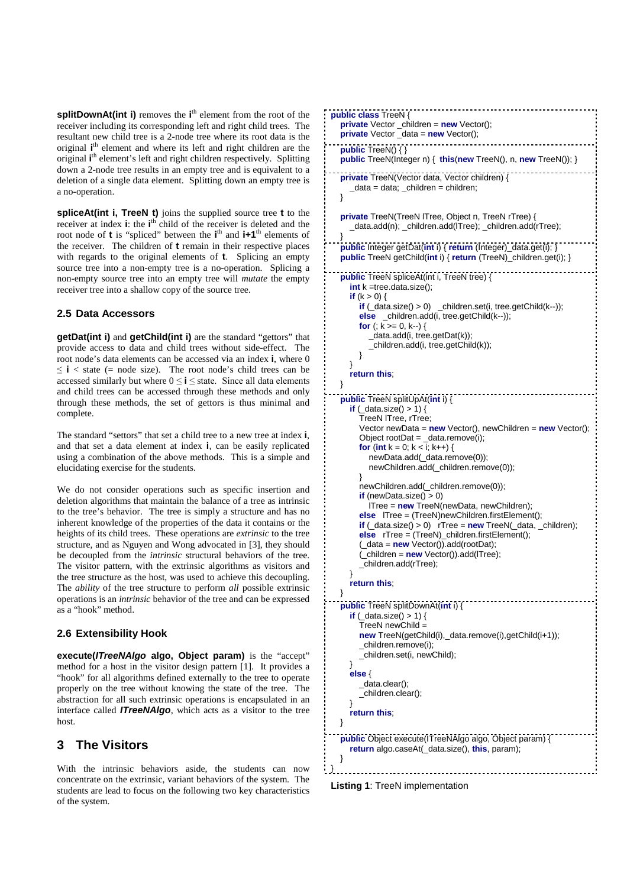**splitDownAt(int i)** removes the i[th] element from the root of the receiver including its corresponding left and right child trees. The resultant new child tree is a 2-node tree where its root data is the original i[th] element and where its left and right children are the original i[th] element's left and right children respectively. Splitting down a 2-node tree results in an empty tree and is equivalent to a deletion of a single data element. Splitting down an empty tree is a no-operation.

**spliceAt(int i, TreeN t)** joins the supplied source tree **t** to the receiver at index **i**: the i[th] child of the receiver is deleted and the root node of **t** is "spliced" between the i[th] and **i+1**[th] elements of the receiver. The children of **t** remain in their respective places with regards to the original elements of **t**. Splicing an empty source tree into a non-empty tree is a no-operation. Splicing a non-empty source tree into an empty tree will *mutate* the empty receiver tree into a shallow copy of the source tree.

### 2.5 Data Accessors

**getDat(int i)** and **getChild(int i)** are the standard "gettors" that provide access to data and child trees without side-effect. The root node's data elements can be accessed via an index **i**, where $0 \leq$ **i** $<$ state (= node size). The root node's child trees can be accessed similarly but where $0 \leq$ **i** $\leq$ state. Since all data elements and child trees can be accessed through these methods and only through these methods, the set of gettors is thus minimal and complete.

The standard "settors" that set a child tree to a new tree at index **i**, and that set a data element at index **i**, can be easily replicated using a combination of the above methods. This is a simple and elucidating exercise for the students.

We do not consider operations such as specific insertion and deletion algorithms that maintain the balance of a tree as intrinsic to the tree's behavior. The tree is simply a structure and has no inherent knowledge of the properties of the data it contains or the heights of its child trees. These operations are *extrinsic* to the tree structure, and as Nguyen and Wong advocated in [3], they should be decoupled from the *intrinsic* structural behaviors of the tree. The visitor pattern, with the extrinsic algorithms as visitors and the tree structure as the host, was used to achieve this decoupling. The *ability* of the tree structure to perform *all* possible extrinsic operations is an *intrinsic* behavior of the tree and can be expressed as a "hook" method.

### 2.6 Extensibility Hook

**execute(*ITreeNAlgo* algo, Object param)** is the "accept" method for a host in the visitor design pattern [1]. It provides a "hook" for all algorithms defined externally to the tree to operate properly on the tree without knowing the state of the tree. The abstraction for all such extrinsic operations is encapsulated in an interface called ***ITreeNAlgo***, which acts as a visitor to the tree host.

## 3 The Visitors

With the intrinsic behaviors aside, the students can now concentrate on the extrinsic, variant behaviors of the system. The students are lead to focus on the following two key characteristics of the system.

```java
public class TreeN {
   private Vector _children = new Vector();
   private Vector _data = new Vector();

   public TreeN() { }
   public TreeN(Integer n) { this(new TreeN(), n, new TreeN()); }

   private TreeN(Vector data, Vector children) {
      _data = data; _children = children;
   }

   private TreeN(TreeN lTree, Object n, TreeN rTree) {
      _data.add(n); _children.add(lTree); _children.add(rTree);
   }
   public Integer getDat(int i) { return (Integer)_data.get(i); }
   public TreeN getChild(int i) { return (TreeN)_children.get(i); }

   public TreeN spliceAt(int i, TreeN tree) {
      int k =tree.data.size();
      if (k > 0) {
         if (_data.size() > 0)   _children.set(i, tree.getChild(k--));
         else   _children.add(i, tree.getChild(k--));
         for (; k >= 0, k--) {
            _data.add(i, tree.getDat(k));
            _children.add(i, tree.getChild(k));
         }
      }
      return this;
   }

   public TreeN splitUpAt(int i) {
      if (_data.size() > 1) {
         TreeN lTree, rTree;
         Vector newData = new Vector(), newChildren = new Vector();
         Object rootDat = _data.remove(i);
         for (int k = 0; k < i; k++) {
            newData.add(_data.remove(0));
            newChildren.add(_children.remove(0));
         }
         newChildren.add(_children.remove(0));
         if (newData.size() > 0)
            lTree = new TreeN(newData, newChildren);
         else   lTree = (TreeN)newChildren.firstElement();
         if (_data.size() > 0)   rTree = new TreeN(_data, _children);
         else   rTree = (TreeN)_children.firstElement();
         (_data = new Vector()).add(rootDat);
         (_children = new Vector()).add(lTree);
         _children.add(rTree);
      }
      return this;
   }

   public TreeN splitDownAt(int i) {
      if (_data.size() > 1) {
         TreeN newChild =
         new TreeN(getChild(i),_data.remove(i),getChild(i+1));
         _children.remove(i);
         _children.set(i, newChild);
      }
      else {
         _data.clear();
         _children.clear();
      }
      return this;
   }

   public Object execute(ITreeNAlgo algo, Object param) {
      return algo.caseAt(_data.size(), this, param);
   }
}
```

**Listing 1**: TreeN implementation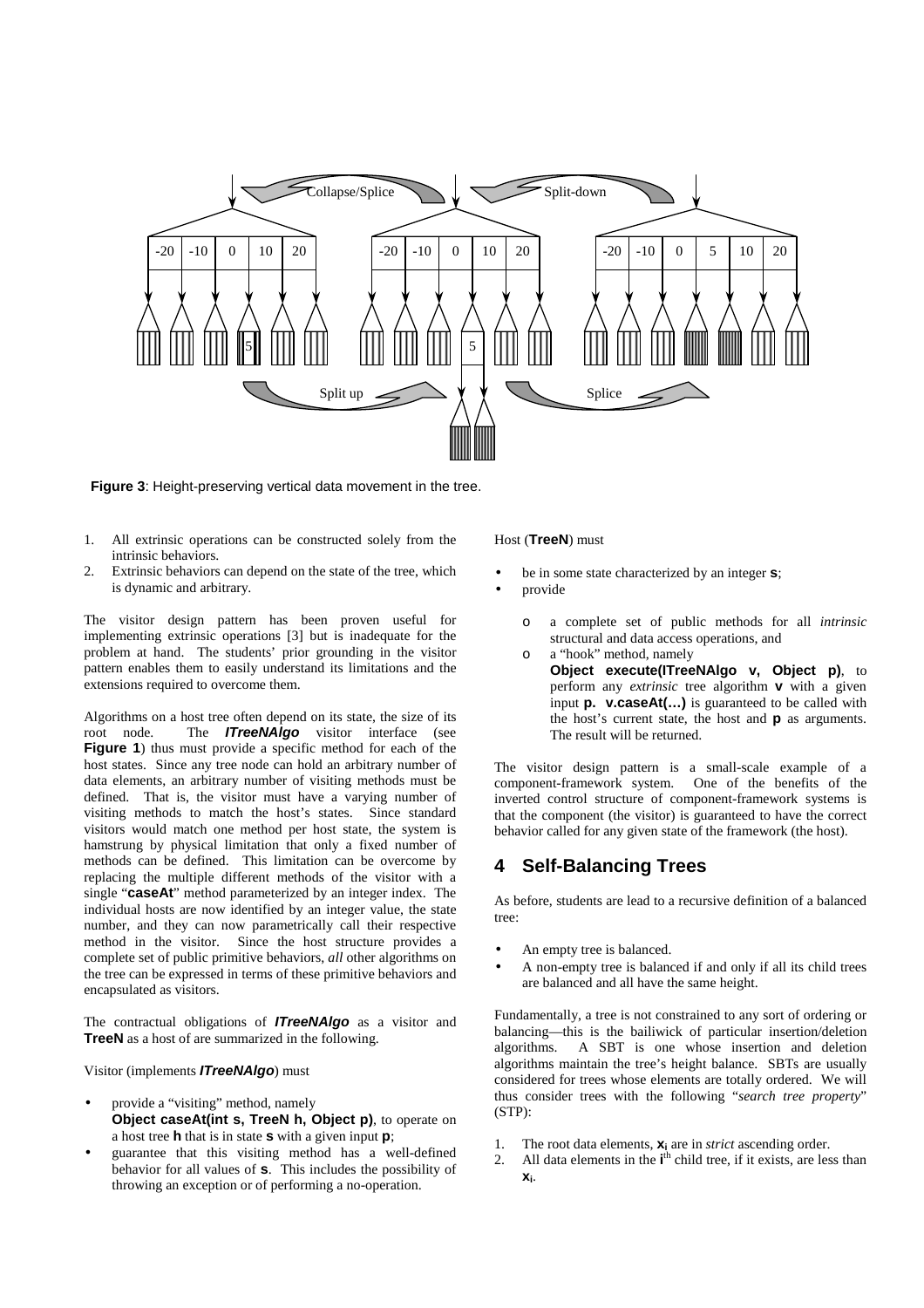**Figure 3**: Height-preserving vertical data movement in the tree.

1. All extrinsic operations can be constructed solely from the intrinsic behaviors.
2. Extrinsic behaviors can depend on the state of the tree, which is dynamic and arbitrary.

The visitor design pattern has been proven useful for implementing extrinsic operations [3] but is inadequate for the problem at hand. The students' prior grounding in the visitor pattern enables them to easily understand its limitations and the extensions required to overcome them.

Algorithms on a host tree often depend on its state, the size of its root node. The ***ITreeNAlgo*** visitor interface (see **Figure 1**) thus must provide a specific method for each of the host states. Since any tree node can hold an arbitrary number of data elements, an arbitrary number of visiting methods must be defined. That is, the visitor must have a varying number of visiting methods to match the host's states. Since standard visitors would match one method per host state, the system is hamstrung by physical limitation that only a fixed number of methods can be defined. This limitation can be overcome by replacing the multiple different methods of the visitor with a single "**caseAt**" method parameterized by an integer index. The individual hosts are now identified by an integer value, the state number, and they can now parametrically call their respective method in the visitor. Since the host structure provides a complete set of public primitive behaviors, *all* other algorithms on the tree can be expressed in terms of these primitive behaviors and encapsulated as visitors.

The contractual obligations of ***ITreeNAlgo*** as a visitor and **TreeN** as a host of are summarized in the following.

Visitor (implements ***ITreeNAlgo***) must

- provide a "visiting" method, namely **Object caseAt(int s, TreeN h, Object p)**, to operate on a host tree **h** that is in state **s** with a given input **p**;
- guarantee that this visiting method has a well-defined behavior for all values of **s**. This includes the possibility of throwing an exception or of performing a no-operation.

Host (**TreeN**) must

- be in some state characterized by an integer **s**;
- provide
  - a complete set of public methods for all *intrinsic* structural and data access operations, and
  - a "hook" method, namely **Object execute(ITreeNAlgo v, Object p)**, to perform any *extrinsic* tree algorithm **v** with a given input **p. v.caseAt(…)** is guaranteed to be called with the host's current state, the host and **p** as arguments. The result will be returned.

The visitor design pattern is a small-scale example of a component-framework system. One of the benefits of the inverted control structure of component-framework systems is that the component (the visitor) is guaranteed to have the correct behavior called for any given state of the framework (the host).

## 4 Self-Balancing Trees

As before, students are lead to a recursive definition of a balanced tree:

- An empty tree is balanced.
- A non-empty tree is balanced if and only if all its child trees are balanced and all have the same height.

Fundamentally, a tree is not constrained to any sort of ordering or balancing—this is the bailiwick of particular insertion/deletion algorithms. A SBT is one whose insertion and deletion algorithms maintain the tree's height balance. SBTs are usually considered for trees whose elements are totally ordered. We will thus consider trees with the following "*search tree property*" (STP):

1. The root data elements, $\mathbf{x_i}$ are in *strict* ascending order.
2. All data elements in the $\mathbf{i}^{th}$ child tree, if it exists, are less than $\mathbf{x_i}$.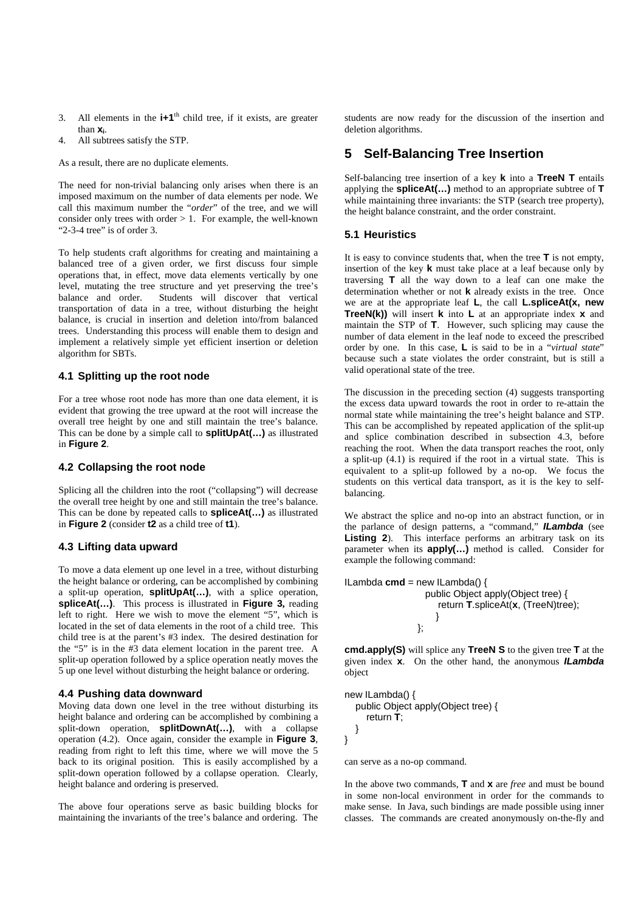3. All elements in the **i+1**$^{th}$ child tree, if it exists, are greater than $\mathbf{x_i}$.
4. All subtrees satisfy the STP.

As a result, there are no duplicate elements.

The need for non-trivial balancing only arises when there is an imposed maximum on the number of data elements per node. We call this maximum number the "*order*" of the tree, and we will consider only trees with order > 1. For example, the well-known "2-3-4 tree" is of order 3.

To help students craft algorithms for creating and maintaining a balanced tree of a given order, we first discuss four simple operations that, in effect, move data elements vertically by one level, mutating the tree structure and yet preserving the tree's balance and order. Students will discover that vertical transportation of data in a tree, without disturbing the height balance, is crucial in insertion and deletion into/from balanced trees. Understanding this process will enable them to design and implement a relatively simple yet efficient insertion or deletion algorithm for SBTs.

### 4.1 Splitting up the root node

For a tree whose root node has more than one data element, it is evident that growing the tree upward at the root will increase the overall tree height by one and still maintain the tree's balance. This can be done by a simple call to **splitUpAt(…)** as illustrated in **Figure 2**.

### 4.2 Collapsing the root node

Splicing all the children into the root ("collapsing") will decrease the overall tree height by one and still maintain the tree's balance. This can be done by repeated calls to **spliceAt(…)** as illustrated in **Figure 2** (consider **t2** as a child tree of **t1**).

### 4.3 Lifting data upward

To move a data element up one level in a tree, without disturbing the height balance or ordering, can be accomplished by combining a split-up operation, **splitUpAt(…)**, with a splice operation, **spliceAt(…)**. This process is illustrated in **Figure 3,** reading left to right. Here we wish to move the element "5", which is located in the set of data elements in the root of a child tree. This child tree is at the parent's #3 index. The desired destination for the "5" is in the #3 data element location in the parent tree. A split-up operation followed by a splice operation neatly moves the 5 up one level without disturbing the height balance or ordering.

### 4.4 Pushing data downward

Moving data down one level in the tree without disturbing its height balance and ordering can be accomplished by combining a split-down operation, **splitDownAt(…)**, with a collapse operation (4.2). Once again, consider the example in **Figure 3**, reading from right to left this time, where we will move the 5 back to its original position. This is easily accomplished by a split-down operation followed by a collapse operation. Clearly, height balance and ordering is preserved.

The above four operations serve as basic building blocks for maintaining the invariants of the tree's balance and ordering. The students are now ready for the discussion of the insertion and deletion algorithms.

## 5 Self-Balancing Tree Insertion

Self-balancing tree insertion of a key **k** into a **TreeN T** entails applying the **spliceAt(…)** method to an appropriate subtree of **T** while maintaining three invariants: the STP (search tree property), the height balance constraint, and the order constraint.

### 5.1 Heuristics

It is easy to convince students that, when the tree **T** is not empty, insertion of the key **k** must take place at a leaf because only by traversing **T** all the way down to a leaf can one make the determination whether or not **k** already exists in the tree. Once we are at the appropriate leaf **L**, the call **L.spliceAt(x, new TreeN(k))** will insert **k** into **L** at an appropriate index **x** and maintain the STP of **T**. However, such splicing may cause the number of data element in the leaf node to exceed the prescribed order by one. In this case, **L** is said to be in a "*virtual state*" because such a state violates the order constraint, but is still a valid operational state of the tree.

The discussion in the preceding section (4) suggests transporting the excess data upward towards the root in order to re-attain the normal state while maintaining the tree's height balance and STP. This can be accomplished by repeated application of the split-up and splice combination described in subsection 4.3, before reaching the root. When the data transport reaches the root, only a split-up (4.1) is required if the root in a virtual state. This is equivalent to a split-up followed by a no-op. We focus the students on this vertical data transport, as it is the key to self-balancing.

We abstract the splice and no-op into an abstract function, or in the parlance of design patterns, a "command," ***ILambda*** (see **Listing 2**). This interface performs an arbitrary task on its parameter when its **apply(…)** method is called. Consider for example the following command:

```
ILambda cmd = new ILambda() {
                    public Object apply(Object tree) {
                        return T.spliceAt(x, (TreeN)tree);
                    }
                };
```

**cmd.apply(S)** will splice any **TreeN S** to the given tree **T** at the given index **x**. On the other hand, the anonymous ***ILambda*** object

```
new ILambda() {
   public Object apply(Object tree) {
      return T;
   }
}
```

can serve as a no-op command.

In the above two commands, **T** and **x** are *free* and must be bound in some non-local environment in order for the commands to make sense. In Java, such bindings are made possible using inner classes. The commands are created anonymously on-the-fly and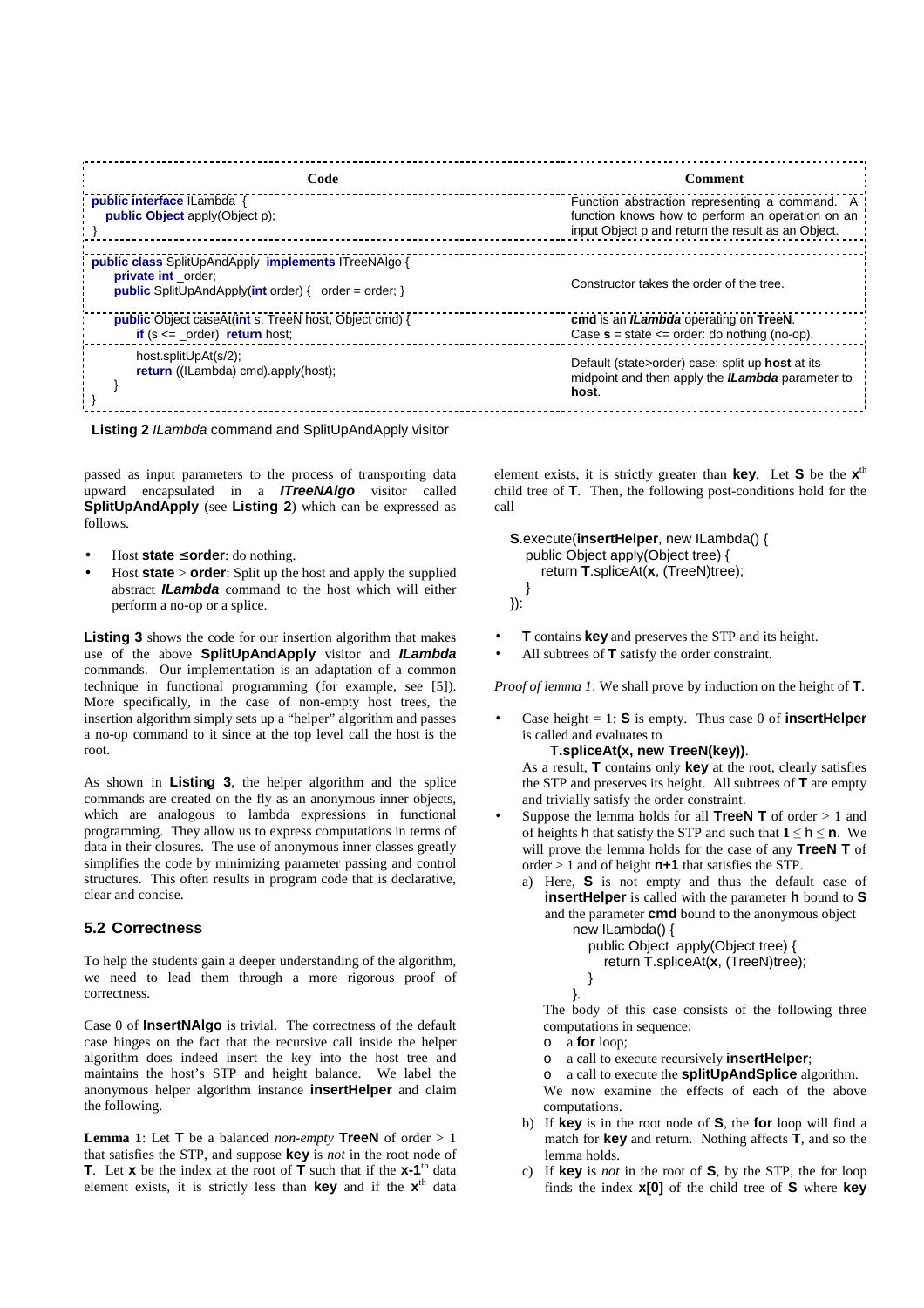| Code | Comment |
|---|---|
| `public interface ILambda {`<br>`  public Object apply(Object p);`<br>`}` | Function abstraction representing a command. A function knows how to perform an operation on an input Object p and return the result as an Object. |
| `public class SplitUpAndApply implements ITreeNAlgo {`<br>`  private int _order;`<br>`  public SplitUpAndApply(int order) { _order = order; }` | Constructor takes the order of the tree. |
| `  public Object caseAt(int s, TreeN host, Object cmd) {`<br>`    if (s <= _order) return host;` | **cmd** is an ***ILambda*** operating on **TreeN**. Case **s** = state <= order: do nothing (no-op). |
| `    host.splitUpAt(s/2);`<br>`    return ((ILambda) cmd).apply(host);`<br>`  }`<br>`}` | Default (state>order) case: split up **host** at its midpoint and then apply the ***ILambda*** parameter to **host**. |

**Listing 2** *ILambda* command and SplitUpAndApply visitor

passed as input parameters to the process of transporting data upward encapsulated in a ***ITreeNAlgo*** visitor called **SplitUpAndApply** (see **Listing 2**) which can be expressed as follows.

- Host **state ≤ order**: do nothing.
- Host **state** > **order**: Split up the host and apply the supplied abstract ***ILambda*** command to the host which will either perform a no-op or a splice.

**Listing 3** shows the code for our insertion algorithm that makes use of the above **SplitUpAndApply** visitor and ***ILambda*** commands. Our implementation is an adaptation of a common technique in functional programming (for example, see [5]). More specifically, in the case of non-empty host trees, the insertion algorithm simply sets up a "helper" algorithm and passes a no-op command to it since at the top level call the host is the root.

As shown in **Listing 3**, the helper algorithm and the splice commands are created on the fly as an anonymous inner objects, which are analogous to lambda expressions in functional programming. They allow us to express computations in terms of data in their closures. The use of anonymous inner classes greatly simplifies the code by minimizing parameter passing and control structures. This often results in program code that is declarative, clear and concise.

## 5.2 Correctness

To help the students gain a deeper understanding of the algorithm, we need to lead them through a more rigorous proof of correctness.

Case 0 of **InsertNAlgo** is trivial. The correctness of the default case hinges on the fact that the recursive call inside the helper algorithm does indeed insert the key into the host tree and maintains the host's STP and height balance. We label the anonymous helper algorithm instance **insertHelper** and claim the following.

**Lemma 1**: Let **T** be a balanced *non-empty* **TreeN** of order > 1 that satisfies the STP, and suppose **key** is *not* in the root node of **T**. Let **x** be the index at the root of **T** such that if the **x-1**th data element exists, it is strictly less than **key** and if the **x**th data element exists, it is strictly greater than **key**. Let **S** be the **x**th child tree of **T**. Then, the following post-conditions hold for the call

```
S.execute(insertHelper, new ILambda() {
  public Object apply(Object tree) {
    return T.spliceAt(x, (TreeN)tree);
  }
});
```

- **T** contains **key** and preserves the STP and its height.
- All subtrees of **T** satisfy the order constraint.

*Proof of lemma 1*: We shall prove by induction on the height of **T**.

- Case height = 1: **S** is empty. Thus case 0 of **insertHelper** is called and evaluates to
  **T.spliceAt(x, new TreeN(key))**.
  As a result, **T** contains only **key** at the root, clearly satisfies the STP and preserves its height. All subtrees of **T** are empty and trivially satisfy the order constraint.
- Suppose the lemma holds for all **TreeN T** of order > 1 and of heights h that satisfy the STP and such that $1 \leq h \leq n$. We will prove the lemma holds for the case of any **TreeN T** of order > 1 and of height **n+1** that satisfies the STP.
  a) Here, **S** is not empty and thus the default case of **insertHelper** is called with the parameter **h** bound to **S** and the parameter **cmd** bound to the anonymous object
     ```
     new ILambda() {
       public Object apply(Object tree) {
         return T.spliceAt(x, (TreeN)tree);
       }
     }.
     ```
     The body of this case consists of the following three computations in sequence:
     - a **for** loop;
     - a call to execute recursively **insertHelper**;
     - a call to execute the **splitUpAndSplice** algorithm.

     We now examine the effects of each of the above computations.
  b) If **key** is in the root node of **S**, the **for** loop will find a match for **key** and return. Nothing affects **T**, and so the lemma holds.
  c) If **key** is *not* in the root of **S**, by the STP, the for loop finds the index **x[0]** of the child tree of **S** where **key**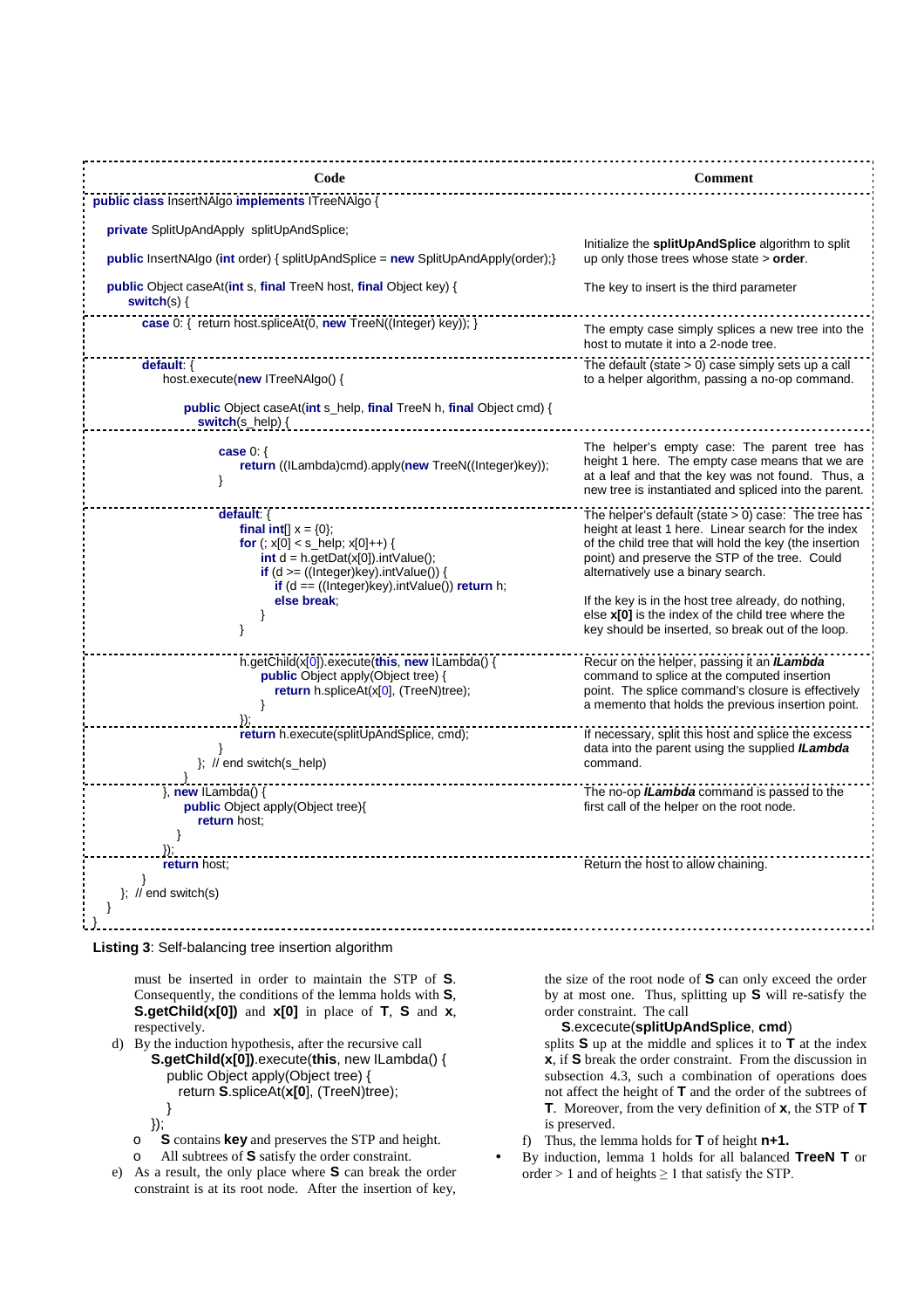| Code | Comment |
|---|---|
| `public class InsertNAlgo implements ITreeNAlgo {` | |
| `private SplitUpAndApply splitUpAndSplice;` | |
| `public InsertNAlgo (int order) { splitUpAndSplice = new SplitUpAndApply(order);}` | Initialize the **splitUpAndSplice** algorithm to split up only those trees whose state > **order**. |
| `public Object caseAt(int s, final TreeN host, final Object key) {` `switch(s) {` | The key to insert is the third parameter |
| `case 0: { return host.spliceAt(0, new TreeN((Integer) key)); }` | The empty case simply splices a new tree into the host to mutate it into a 2-node tree. |
| `default: {` `host.execute(new ITreeNAlgo() {` `public Object caseAt(int s_help, final TreeN h, final Object cmd) {` `switch(s_help) {` | The default (state > 0) case simply sets up a call to a helper algorithm, passing a no-op command. |
| `case 0: {` `return ((ILambda)cmd).apply(new TreeN((Integer)key));` `}` | The helper's empty case: The parent tree has height 1 here. The empty case means that we are at a leaf and that the key was not found. Thus, a new tree is instantiated and spliced into the parent. |
| `default: {` `final int[] x = {0};` `for (; x[0] < s_help; x[0]++) {` `int d = h.getDat(x[0]).intValue();` `if (d >= ((Integer)key).intValue()) {` `if (d == ((Integer)key).intValue()) return h;` `else break;` `}` `}` | The helper's default (state > 0) case: The tree has height at least 1 here. Linear search for the index of the child tree that will hold the key (the insertion point) and preserve the STP of the tree. Could alternatively use a binary search. If the key is in the host tree already, do nothing, else **x[0]** is the index of the child tree where the key should be inserted, so break out of the loop. |
| `h.getChild(x[0]).execute(this, new ILambda() {` `public Object apply(Object tree) {` `return h.spliceAt(x[0], (TreeN)tree);` `}` `});` | Recur on the helper, passing it an ***ILambda*** command to splice at the computed insertion point. The splice command's closure is effectively a memento that holds the previous insertion point. |
| `return h.execute(splitUpAndSplice, cmd);` `}` `}; // end switch(s_help)` `}` | If necessary, split this host and splice the excess data into the parent using the supplied ***ILambda*** command. |
| `}, new ILambda() {` `public Object apply(Object tree){` `return host;` `}` `});` | The no-op ***ILambda*** command is passed to the first call of the helper on the root node. |
| `return host;` `}` `}; // end switch(s)` `}` `}` | Return the host to allow chaining. |

**Listing 3**: Self-balancing tree insertion algorithm

must be inserted in order to maintain the STP of **S**. Consequently, the conditions of the lemma holds with **S**, **S.getChild(x[0])** and **x[0]** in place of **T**, **S** and **x**, respectively.

d) By the induction hypothesis, after the recursive call

```
S.getChild(x[0]).execute(this, new ILambda() {
    public Object apply(Object tree) {
        return S.spliceAt(x[0], (TreeN)tree);
    }
});
```

- **S** contains **key** and preserves the STP and height.
- All subtrees of **S** satisfy the order constraint.

e) As a result, the only place where **S** can break the order constraint is at its root node. After the insertion of key, the size of the root node of **S** can only exceed the order by at most one. Thus, splitting up **S** will re-satisfy the order constraint. The call

**S**.excecute(**splitUpAndSplice**, **cmd**)

splits **S** up at the middle and splices it to **T** at the index **x**, if **S** break the order constraint. From the discussion in subsection 4.3, such a combination of operations does not affect the height of **T** and the order of the subtrees of **T**. Moreover, from the very definition of **x**, the STP of **T** is preserved.

f) Thus, the lemma holds for **T** of height **n+1.**

- By induction, lemma 1 holds for all balanced **TreeN T** or order > 1 and of heights ≥ 1 that satisfy the STP.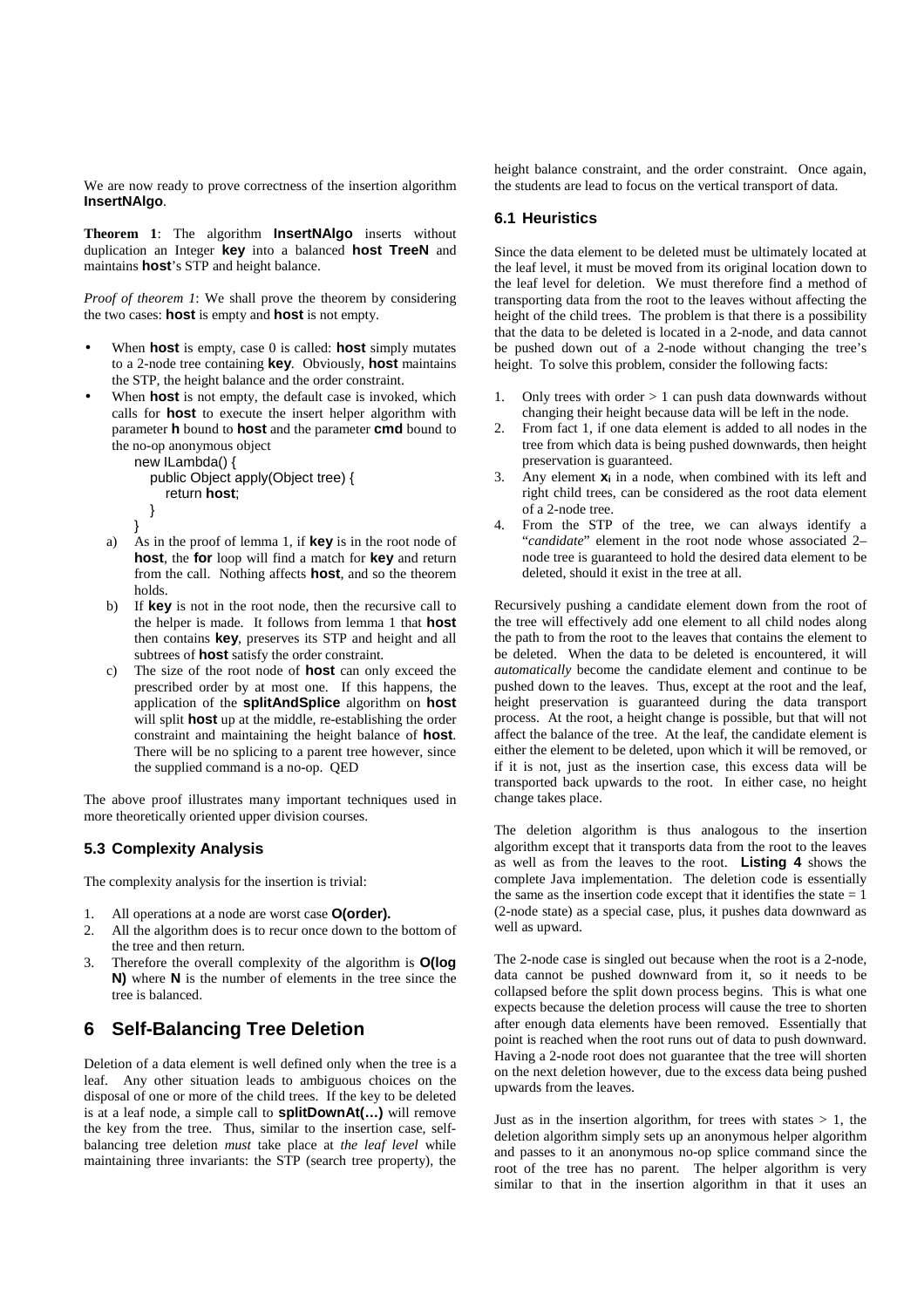We are now ready to prove correctness of the insertion algorithm **InsertNAlgo**.

**Theorem 1**: The algorithm **InsertNAlgo** inserts without duplication an Integer **key** into a balanced **host TreeN** and maintains **host**'s STP and height balance.

*Proof of theorem 1*: We shall prove the theorem by considering the two cases: **host** is empty and **host** is not empty.

- When **host** is empty, case 0 is called: **host** simply mutates to a 2-node tree containing **key**. Obviously, **host** maintains the STP, the height balance and the order constraint.
- When **host** is not empty, the default case is invoked, which calls for **host** to execute the insert helper algorithm with parameter **h** bound to **host** and the parameter **cmd** bound to the no-op anonymous object

```
new ILambda() {
   public Object apply(Object tree) {
      return host;
   }
}
```

  a) As in the proof of lemma 1, if **key** is in the root node of **host**, the **for** loop will find a match for **key** and return from the call. Nothing affects **host**, and so the theorem holds.

  b) If **key** is not in the root node, then the recursive call to the helper is made. It follows from lemma 1 that **host** then contains **key**, preserves its STP and height and all subtrees of **host** satisfy the order constraint.

  c) The size of the root node of **host** can only exceed the prescribed order by at most one. If this happens, the application of the **splitAndSplice** algorithm on **host** will split **host** up at the middle, re-establishing the order constraint and maintaining the height balance of **host**. There will be no splicing to a parent tree however, since the supplied command is a no-op. QED

The above proof illustrates many important techniques used in more theoretically oriented upper division courses.

### 5.3 Complexity Analysis

The complexity analysis for the insertion is trivial:

1. All operations at a node are worst case **O(order).**
2. All the algorithm does is to recur once down to the bottom of the tree and then return.
3. Therefore the overall complexity of the algorithm is **O(log N)** where **N** is the number of elements in the tree since the tree is balanced.

## 6 Self-Balancing Tree Deletion

Deletion of a data element is well defined only when the tree is a leaf. Any other situation leads to ambiguous choices on the disposal of one or more of the child trees. If the key to be deleted is at a leaf node, a simple call to **splitDownAt(…)** will remove the key from the tree. Thus, similar to the insertion case, self-balancing tree deletion *must* take place at *the leaf level* while maintaining three invariants: the STP (search tree property), the height balance constraint, and the order constraint. Once again, the students are lead to focus on the vertical transport of data.

### 6.1 Heuristics

Since the data element to be deleted must be ultimately located at the leaf level, it must be moved from its original location down to the leaf level for deletion. We must therefore find a method of transporting data from the root to the leaves without affecting the height of the child trees. The problem is that there is a possibility that the data to be deleted is located in a 2-node, and data cannot be pushed down out of a 2-node without changing the tree's height. To solve this problem, consider the following facts:

1. Only trees with order > 1 can push data downwards without changing their height because data will be left in the node.
2. From fact 1, if one data element is added to all nodes in the tree from which data is being pushed downwards, then height preservation is guaranteed.
3. Any element $x_i$ in a node, when combined with its left and right child trees, can be considered as the root data element of a 2-node tree.
4. From the STP of the tree, we can always identify a "*candidate*" element in the root node whose associated 2–node tree is guaranteed to hold the desired data element to be deleted, should it exist in the tree at all.

Recursively pushing a candidate element down from the root of the tree will effectively add one element to all child nodes along the path to from the root to the leaves that contains the element to be deleted. When the data to be deleted is encountered, it will *automatically* become the candidate element and continue to be pushed down to the leaves. Thus, except at the root and the leaf, height preservation is guaranteed during the data transport process. At the root, a height change is possible, but that will not affect the balance of the tree. At the leaf, the candidate element is either the element to be deleted, upon which it will be removed, or if it is not, just as the insertion case, this excess data will be transported back upwards to the root. In either case, no height change takes place.

The deletion algorithm is thus analogous to the insertion algorithm except that it transports data from the root to the leaves as well as from the leaves to the root. **Listing 4** shows the complete Java implementation. The deletion code is essentially the same as the insertion code except that it identifies the state = 1 (2-node state) as a special case, plus, it pushes data downward as well as upward.

The 2-node case is singled out because when the root is a 2-node, data cannot be pushed downward from it, so it needs to be collapsed before the split down process begins. This is what one expects because the deletion process will cause the tree to shorten after enough data elements have been removed. Essentially that point is reached when the root runs out of data to push downward. Having a 2-node root does not guarantee that the tree will shorten on the next deletion however, due to the excess data being pushed upwards from the leaves.

Just as in the insertion algorithm, for trees with states > 1, the deletion algorithm simply sets up an anonymous helper algorithm and passes to it an anonymous no-op splice command since the root of the tree has no parent. The helper algorithm is very similar to that in the insertion algorithm in that it uses an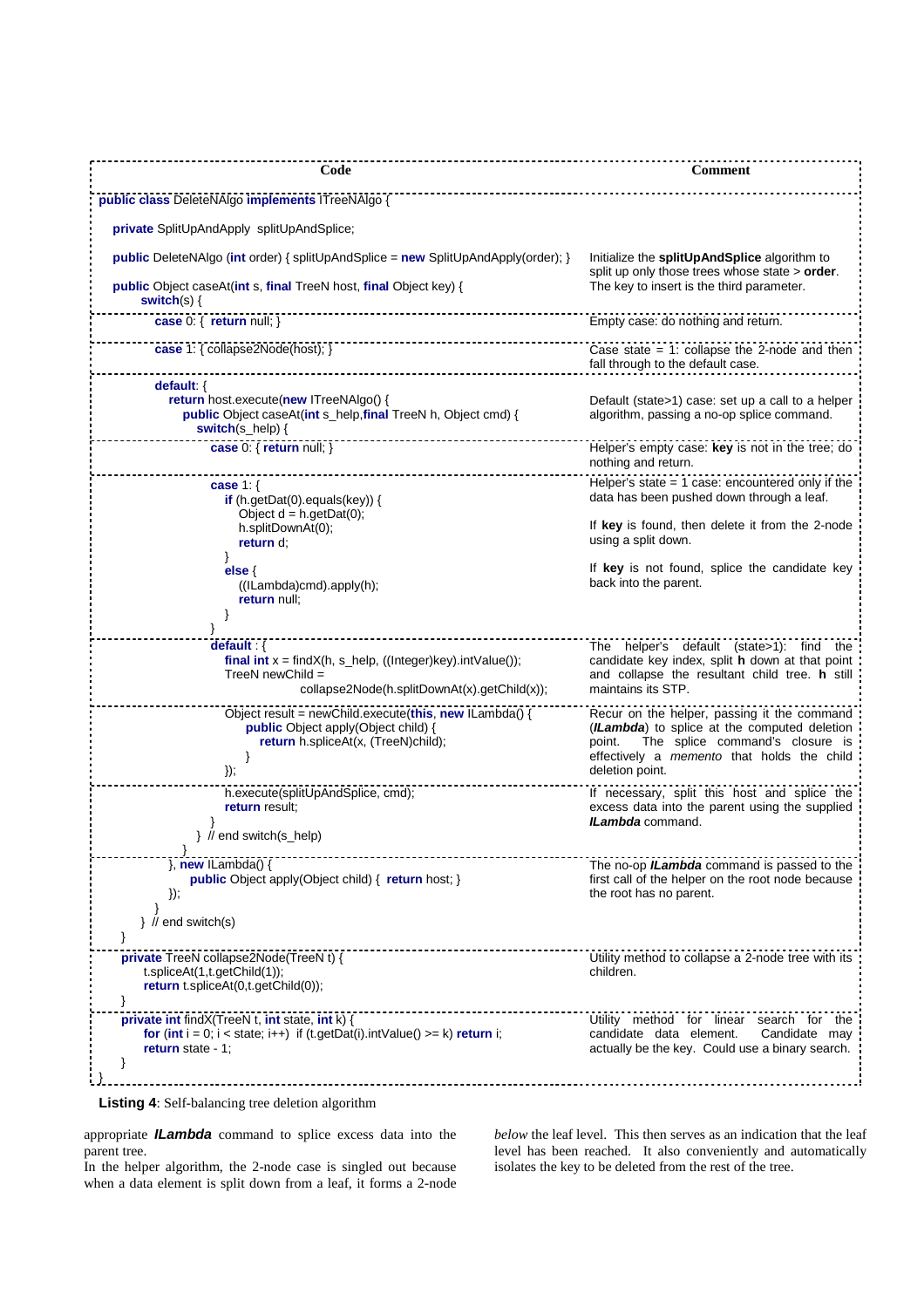| Code | Comment |
|---|---|
| `public class DeleteNAlgo implements ITreeNAlgo {` <br><br> `private SplitUpAndApply splitUpAndSplice;` <br><br> `public DeleteNAlgo (int order) { splitUpAndSplice = new SplitUpAndApply(order); }` <br><br> `public Object caseAt(int s, final TreeN host, final Object key) {` <br> `switch(s) {` | Initialize the **splitUpAndSplice** algorithm to split up only those trees whose state > **order**. <br> The key to insert is the third parameter. |
| `case 0: { return null; }` | Empty case: do nothing and return. |
| `case 1: { collapse2Node(host); }` | Case state = 1: collapse the 2-node and then fall through to the default case. |
| `default: {` <br> `return host.execute(new ITreeNAlgo() {` <br> `public Object caseAt(int s_help,final TreeN h, Object cmd) {` <br> `switch(s_help) {` | Default (state>1) case: set up a call to a helper algorithm, passing a no-op splice command. |
| `case 0: { return null; }` | Helper's empty case: **key** is not in the tree; do nothing and return. |
| `case 1: {` <br> `if (h.getDat(0).equals(key)) {` <br> `Object d = h.getDat(0);` <br> `h.splitDownAt(0);` <br> `return d;` <br> `}` <br> `else {` <br> `((ILambda)cmd).apply(h);` <br> `return null;` <br> `}` <br> `}` | Helper's state = 1 case: encountered only if the data has been pushed down through a leaf. <br><br> If **key** is found, then delete it from the 2-node using a split down. <br><br> If **key** is not found, splice the candidate key back into the parent. |
| `default : {` <br> `final int x = findX(h, s_help, ((Integer)key).intValue());` <br> `TreeN newChild =` <br> `collapse2Node(h.splitDownAt(x).getChild(x));` | The helper's default (state>1): find the candidate key index, split **h** down at that point and collapse the resultant child tree. **h** still maintains its STP. |
| `Object result = newChild.execute(this, new ILambda() {` <br> `public Object apply(Object child) {` <br> `return h.spliceAt(x, (TreeN)child);` <br> `}` <br> `});` | Recur on the helper, passing it the command (***ILambda***) to splice at the computed deletion point. The splice command's closure is effectively a *memento* that holds the child deletion point. |
| `h.execute(splitUpAndSplice, cmd);` <br> `return result;` <br> `}` <br> `} // end switch(s_help)` <br> `}` | If necessary, split this host and splice the excess data into the parent using the supplied ***ILambda*** command. |
| `}, new ILambda() {` <br> `public Object apply(Object child) { return host; }` <br> `});` <br> `}` <br> `} // end switch(s)` <br> `}` | The no-op ***ILambda*** command is passed to the first call of the helper on the root node because the root has no parent. |
| `private TreeN collapse2Node(TreeN t) {` <br> `t.spliceAt(1,t.getChild(1));` <br> `return t.spliceAt(0,t.getChild(0));` <br> `}` | Utility method to collapse a 2-node tree with its children. |
| `private int findX(TreeN t, int state, int k) {` <br> `for (int i = 0; i < state; i++) if (t.getDat(i).intValue() >= k) return i;` <br> `return state - 1;` <br> `}` <br> `}` | Utility method for linear search for the candidate data element. Candidate may actually be the key. Could use a binary search. |

**Listing 4**: Self-balancing tree deletion algorithm

appropriate ***ILambda*** command to splice excess data into the parent tree.

In the helper algorithm, the 2-node case is singled out because when a data element is split down from a leaf, it forms a 2-node *below* the leaf level. This then serves as an indication that the leaf level has been reached. It also conveniently and automatically isolates the key to be deleted from the rest of the tree.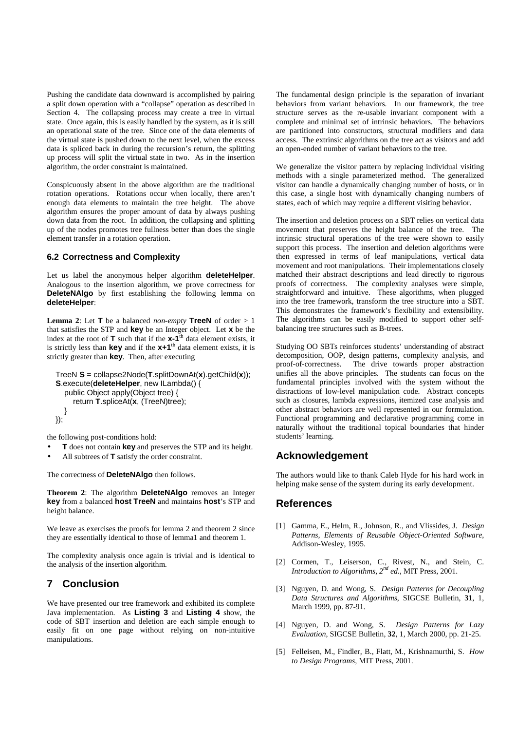Pushing the candidate data downward is accomplished by pairing a split down operation with a "collapse" operation as described in Section 4. The collapsing process may create a tree in virtual state. Once again, this is easily handled by the system, as it is still an operational state of the tree. Since one of the data elements of the virtual state is pushed down to the next level, when the excess data is spliced back in during the recursion's return, the splitting up process will split the virtual state in two. As in the insertion algorithm, the order constraint is maintained.

Conspicuously absent in the above algorithm are the traditional rotation operations. Rotations occur when locally, there aren't enough data elements to maintain the tree height. The above algorithm ensures the proper amount of data by always pushing down data from the root. In addition, the collapsing and splitting up of the nodes promotes tree fullness better than does the single element transfer in a rotation operation.

### 6.2 Correctness and Complexity

Let us label the anonymous helper algorithm **deleteHelper**. Analogous to the insertion algorithm, we prove correctness for **DeleteNAlgo** by first establishing the following lemma on **deleteHelper**:

**Lemma 2**: Let **T** be a balanced *non-empty* **TreeN** of order > 1 that satisfies the STP and **key** be an Integer object. Let **x** be the index at the root of **T** such that if the **x-1**th data element exists, it is strictly less than **key** and if the **x+1**th data element exists, it is strictly greater than **key**. Then, after executing

```
TreeN S = collapse2Node(T.splitDownAt(x).getChild(x));
S.execute(deleteHelper, new ILambda() {
    public Object apply(Object tree) {
        return T.spliceAt(x, (TreeN)tree);
    }
});
```

the following post-conditions hold:

- **T** does not contain **key** and preserves the STP and its height.
- All subtrees of **T** satisfy the order constraint.

The correctness of **DeleteNAlgo** then follows.

**Theorem 2**: The algorithm **DeleteNAlgo** removes an Integer **key** from a balanced **host TreeN** and maintains **host**'s STP and height balance.

We leave as exercises the proofs for lemma 2 and theorem 2 since they are essentially identical to those of lemma1 and theorem 1.

The complexity analysis once again is trivial and is identical to the analysis of the insertion algorithm.

## 7 Conclusion

We have presented our tree framework and exhibited its complete Java implementation. As **Listing 3** and **Listing 4** show, the code of SBT insertion and deletion are each simple enough to easily fit on one page without relying on non-intuitive manipulations.

The fundamental design principle is the separation of invariant behaviors from variant behaviors. In our framework, the tree structure serves as the re-usable invariant component with a complete and minimal set of intrinsic behaviors. The behaviors are partitioned into constructors, structural modifiers and data access. The extrinsic algorithms on the tree act as visitors and add an open-ended number of variant behaviors to the tree.

We generalize the visitor pattern by replacing individual visiting methods with a single parameterized method. The generalized visitor can handle a dynamically changing number of hosts, or in this case, a single host with dynamically changing numbers of states, each of which may require a different visiting behavior.

The insertion and deletion process on a SBT relies on vertical data movement that preserves the height balance of the tree. The intrinsic structural operations of the tree were shown to easily support this process. The insertion and deletion algorithms were then expressed in terms of leaf manipulations, vertical data movement and root manipulations. Their implementations closely matched their abstract descriptions and lead directly to rigorous proofs of correctness. The complexity analyses were simple, straightforward and intuitive. These algorithms, when plugged into the tree framework, transform the tree structure into a SBT. This demonstrates the framework's flexibility and extensibility. The algorithms can be easily modified to support other self-balancing tree structures such as B-trees.

Studying OO SBTs reinforces students' understanding of abstract decomposition, OOP, design patterns, complexity analysis, and proof-of-correctness. The drive towards proper abstraction unifies all the above principles. The students can focus on the fundamental principles involved with the system without the distractions of low-level manipulation code. Abstract concepts such as closures, lambda expressions, itemized case analysis and other abstract behaviors are well represented in our formulation. Functional programming and declarative programming come in naturally without the traditional topical boundaries that hinder students' learning.

## Acknowledgement

The authors would like to thank Caleb Hyde for his hard work in helping make sense of the system during its early development.

## References

[1] Gamma, E., Helm, R., Johnson, R., and Vlissides, J. *Design Patterns, Elements of Reusable Object-Oriented Software*, Addison-Wesley, 1995.

[2] Cormen, T., Leiserson, C., Rivest, N., and Stein, C. *Introduction to Algorithms, 2nd ed.*, MIT Press, 2001.

[3] Nguyen, D. and Wong, S. *Design Patterns for Decoupling Data Structures and Algorithms*, SIGCSE Bulletin, **31**, 1, March 1999, pp. 87-91.

[4] Nguyen, D. and Wong, S. *Design Patterns for Lazy Evaluation*, SIGCSE Bulletin, **32**, 1, March 2000, pp. 21-25.

[5] Felleisen, M., Findler, B., Flatt, M., Krishnamurthi, S. *How to Design Programs*, MIT Press, 2001.